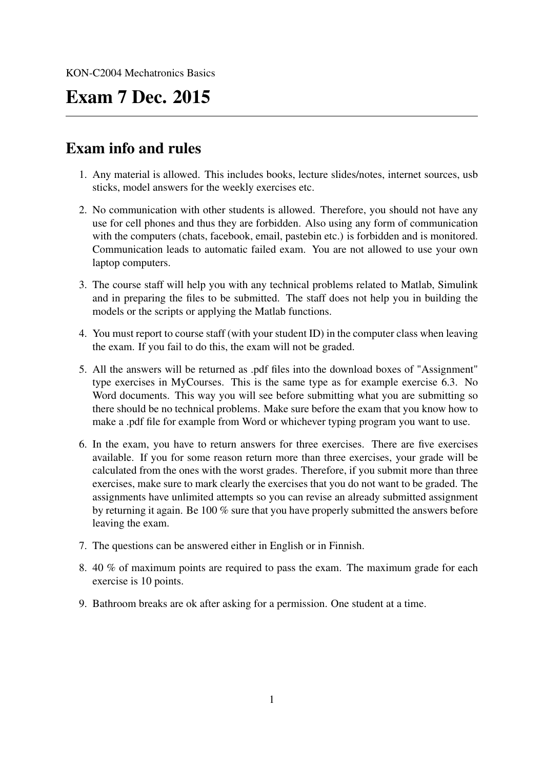KON-C2004 Mechatronics Basics

# Exam 7 Dec. 2015

---

## Exam info and rules

1. Any material is allowed. This includes books, lecture slides/notes, internet sources, usb sticks, model answers for the weekly exercises etc.
2. No communication with other students is allowed. Therefore, you should not have any use for cell phones and thus they are forbidden. Also using any form of communication with the computers (chats, facebook, email, pastebin etc.) is forbidden and is monitored. Communication leads to automatic failed exam. You are not allowed to use your own laptop computers.
3. The course staff will help you with any technical problems related to Matlab, Simulink and in preparing the files to be submitted. The staff does not help you in building the models or the scripts or applying the Matlab functions.
4. You must report to course staff (with your student ID) in the computer class when leaving the exam. If you fail to do this, the exam will not be graded.
5. All the answers will be returned as .pdf files into the download boxes of "Assignment" type exercises in MyCourses. This is the same type as for example exercise 6.3. No Word documents. This way you will see before submitting what you are submitting so there should be no technical problems. Make sure before the exam that you know how to make a .pdf file for example from Word or whichever typing program you want to use.
6. In the exam, you have to return answers for three exercises. There are five exercises available. If you for some reason return more than three exercises, your grade will be calculated from the ones with the worst grades. Therefore, if you submit more than three exercises, make sure to mark clearly the exercises that you do not want to be graded. The assignments have unlimited attempts so you can revise an already submitted assignment by returning it again. Be 100 % sure that you have properly submitted the answers before leaving the exam.
7. The questions can be answered either in English or in Finnish.
8. 40 % of maximum points are required to pass the exam. The maximum grade for each exercise is 10 points.
9. Bathroom breaks are ok after asking for a permission. One student at a time.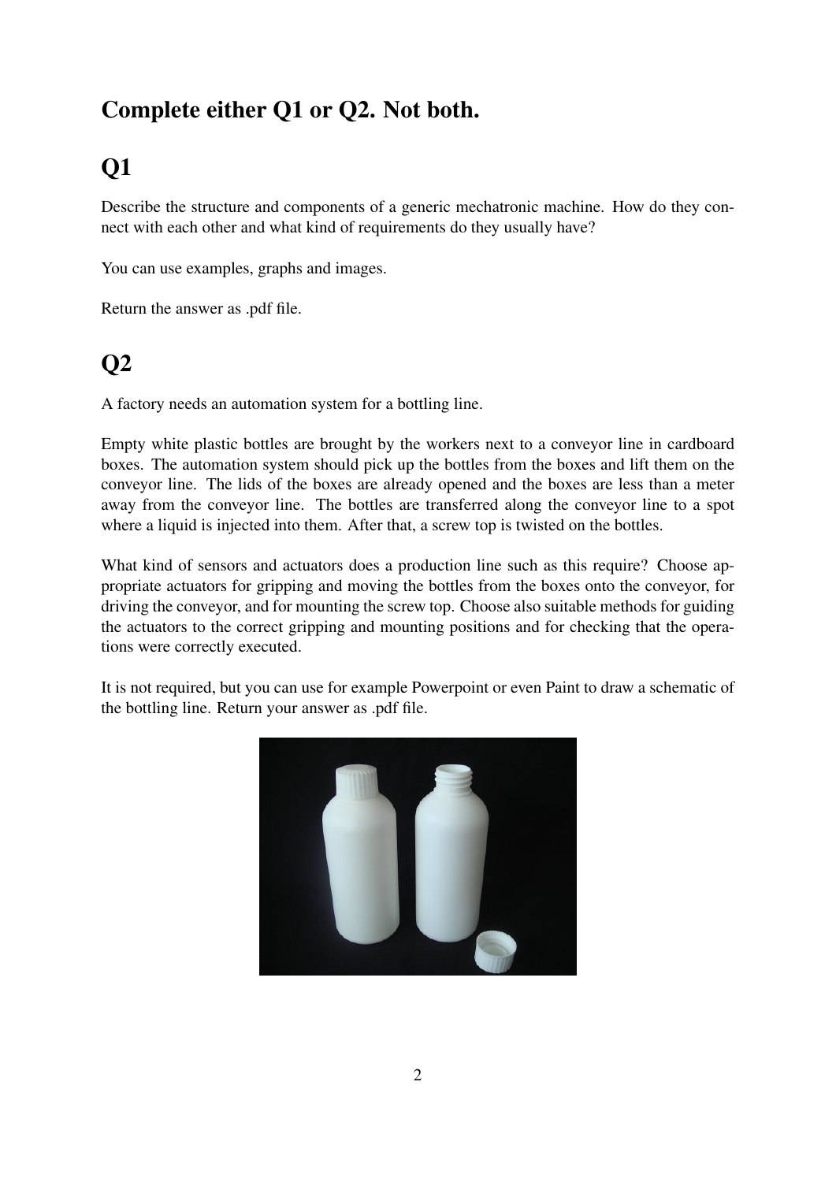## Complete either Q1 or Q2. Not both.

## Q1

Describe the structure and components of a generic mechatronic machine. How do they connect with each other and what kind of requirements do they usually have?

You can use examples, graphs and images.

Return the answer as .pdf file.

## Q2

A factory needs an automation system for a bottling line.

Empty white plastic bottles are brought by the workers next to a conveyor line in cardboard boxes. The automation system should pick up the bottles from the boxes and lift them on the conveyor line. The lids of the boxes are already opened and the boxes are less than a meter away from the conveyor line. The bottles are transferred along the conveyor line to a spot where a liquid is injected into them. After that, a screw top is twisted on the bottles.

What kind of sensors and actuators does a production line such as this require? Choose appropriate actuators for gripping and moving the bottles from the boxes onto the conveyor, for driving the conveyor, and for mounting the screw top. Choose also suitable methods for guiding the actuators to the correct gripping and mounting positions and for checking that the operations were correctly executed.

It is not required, but you can use for example Powerpoint or even Paint to draw a schematic of the bottling line. Return your answer as .pdf file.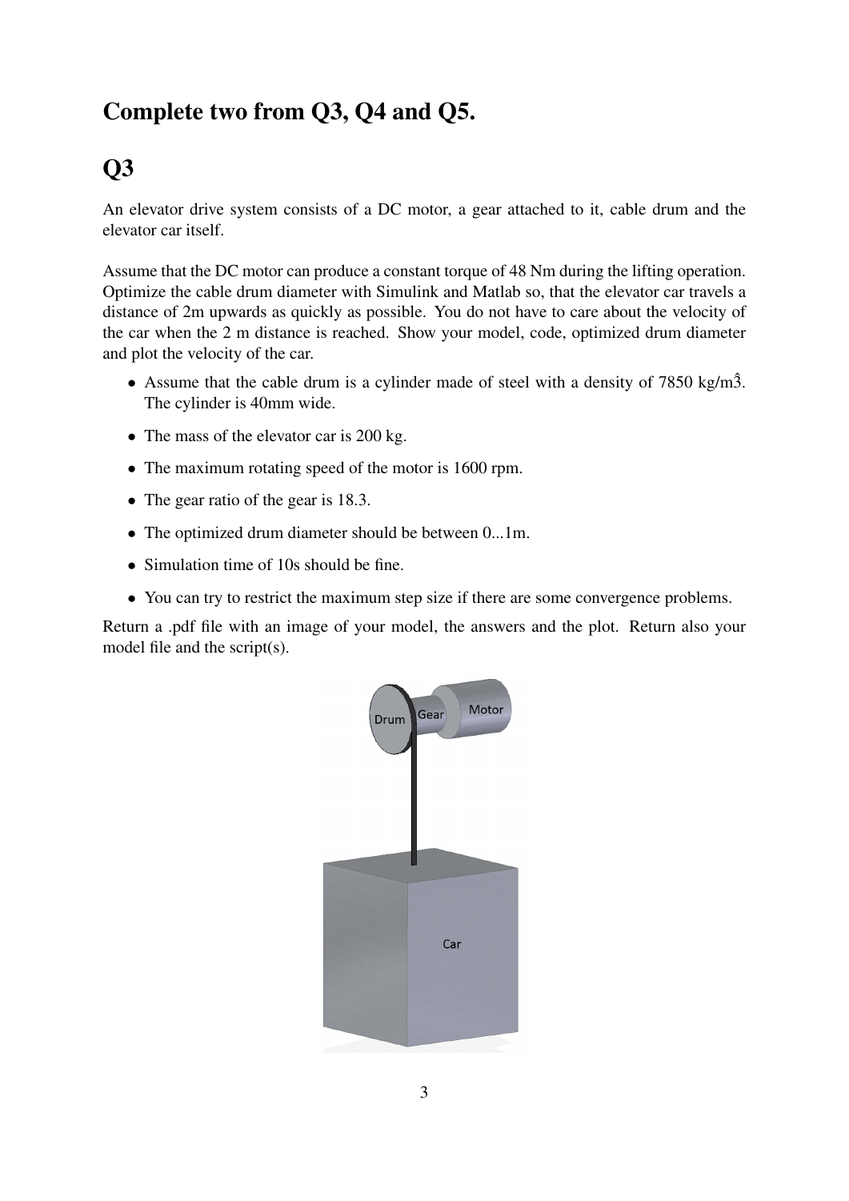# Complete two from Q3, Q4 and Q5.

## Q3

An elevator drive system consists of a DC motor, a gear attached to it, cable drum and the elevator car itself.

Assume that the DC motor can produce a constant torque of 48 Nm during the lifting operation. Optimize the cable drum diameter with Simulink and Matlab so, that the elevator car travels a distance of 2m upwards as quickly as possible. You do not have to care about the velocity of the car when the 2 m distance is reached. Show your model, code, optimized drum diameter and plot the velocity of the car.

- Assume that the cable drum is a cylinder made of steel with a density of 7850 kg/m$\hat{3}$. The cylinder is 40mm wide.
- The mass of the elevator car is 200 kg.
- The maximum rotating speed of the motor is 1600 rpm.
- The gear ratio of the gear is 18.3.
- The optimized drum diameter should be between 0...1m.
- Simulation time of 10s should be fine.
- You can try to restrict the maximum step size if there are some convergence problems.

Return a .pdf file with an image of your model, the answers and the plot. Return also your model file and the script(s).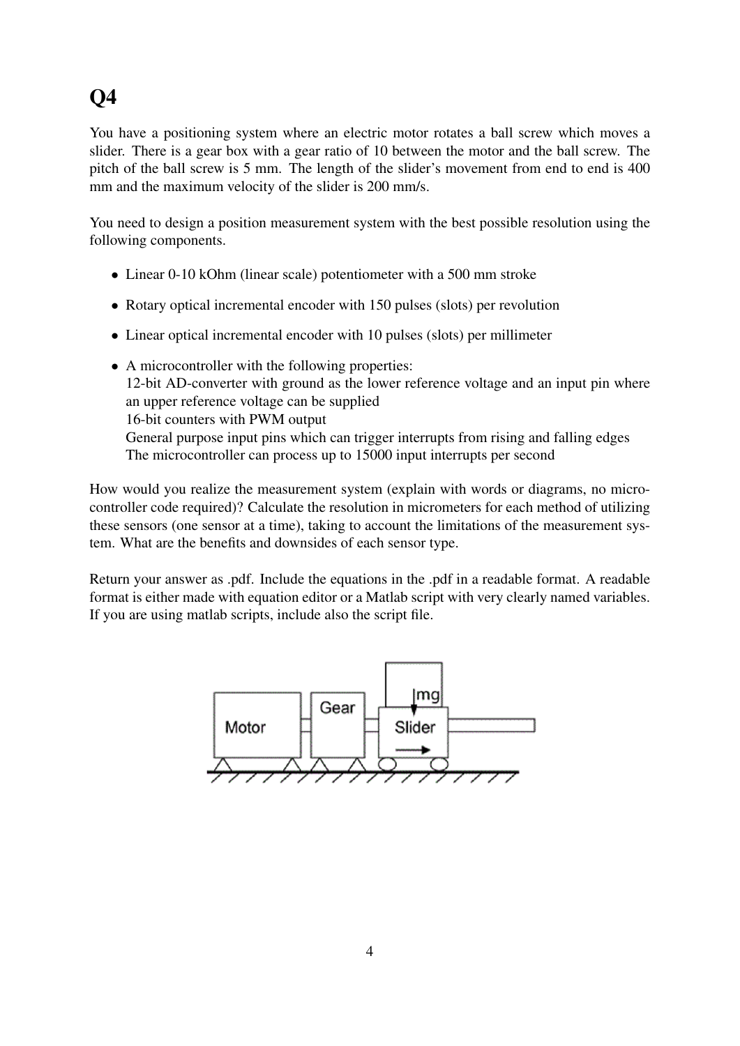# Q4

You have a positioning system where an electric motor rotates a ball screw which moves a slider. There is a gear box with a gear ratio of 10 between the motor and the ball screw. The pitch of the ball screw is 5 mm. The length of the slider's movement from end to end is 400 mm and the maximum velocity of the slider is 200 mm/s.

You need to design a position measurement system with the best possible resolution using the following components.

- Linear 0-10 kOhm (linear scale) potentiometer with a 500 mm stroke
- Rotary optical incremental encoder with 150 pulses (slots) per revolution
- Linear optical incremental encoder with 10 pulses (slots) per millimeter
- A microcontroller with the following properties:
  12-bit AD-converter with ground as the lower reference voltage and an input pin where an upper reference voltage can be supplied
  16-bit counters with PWM output
  General purpose input pins which can trigger interrupts from rising and falling edges
  The microcontroller can process up to 15000 input interrupts per second

How would you realize the measurement system (explain with words or diagrams, no microcontroller code required)? Calculate the resolution in micrometers for each method of utilizing these sensors (one sensor at a time), taking to account the limitations of the measurement system. What are the benefits and downsides of each sensor type.

Return your answer as .pdf. Include the equations in the .pdf in a readable format. A readable format is either made with equation editor or a Matlab script with very clearly named variables. If you are using matlab scripts, include also the script file.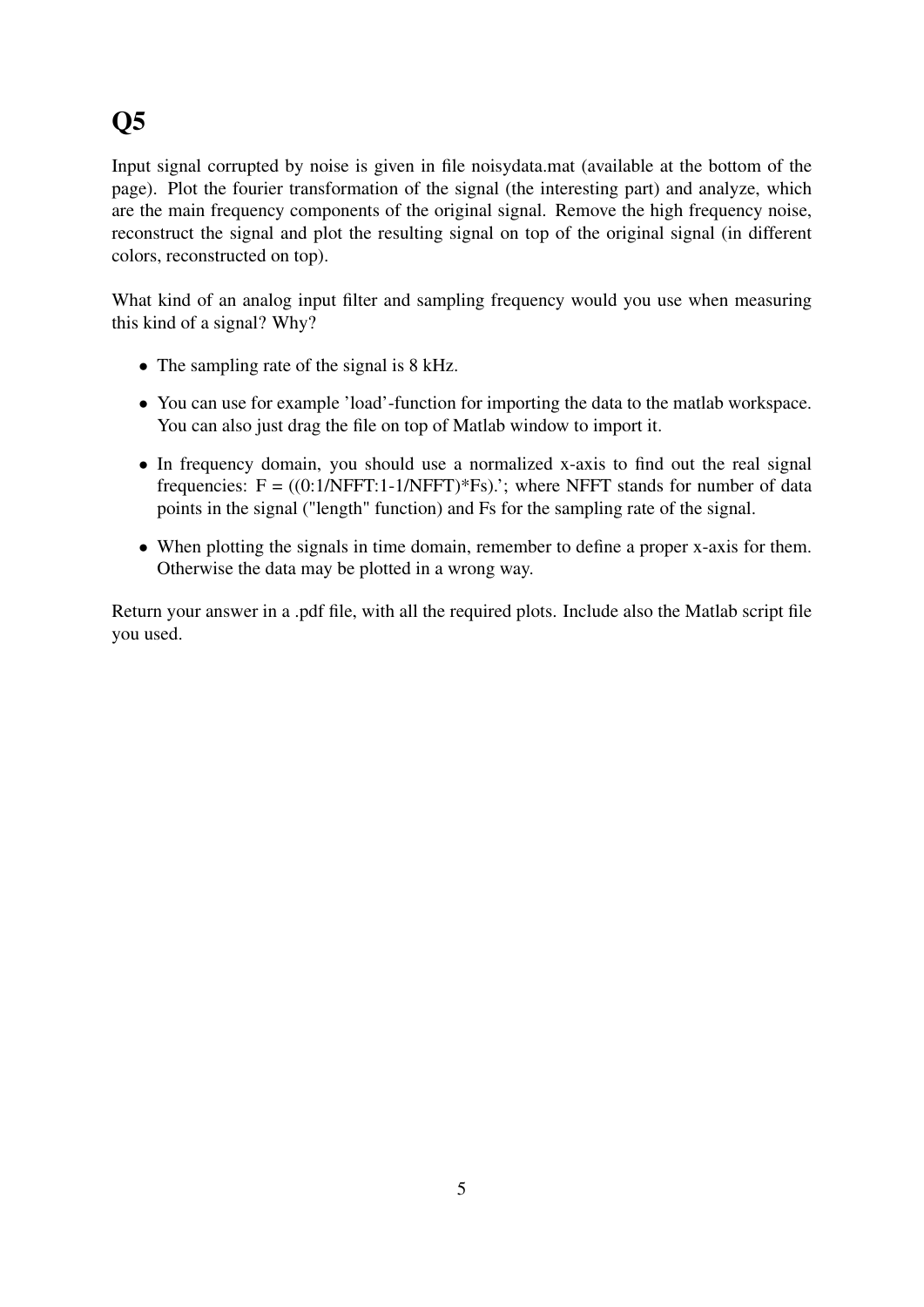# Q5

Input signal corrupted by noise is given in file noisydata.mat (available at the bottom of the page). Plot the fourier transformation of the signal (the interesting part) and analyze, which are the main frequency components of the original signal. Remove the high frequency noise, reconstruct the signal and plot the resulting signal on top of the original signal (in different colors, reconstructed on top).

What kind of an analog input filter and sampling frequency would you use when measuring this kind of a signal? Why?

- The sampling rate of the signal is 8 kHz.
- You can use for example 'load'-function for importing the data to the matlab workspace. You can also just drag the file on top of Matlab window to import it.
- In frequency domain, you should use a normalized x-axis to find out the real signal frequencies: F = ((0:1/NFFT:1-1/NFFT)*Fs).'; where NFFT stands for number of data points in the signal ("length" function) and Fs for the sampling rate of the signal.
- When plotting the signals in time domain, remember to define a proper x-axis for them. Otherwise the data may be plotted in a wrong way.

Return your answer in a .pdf file, with all the required plots. Include also the Matlab script file you used.